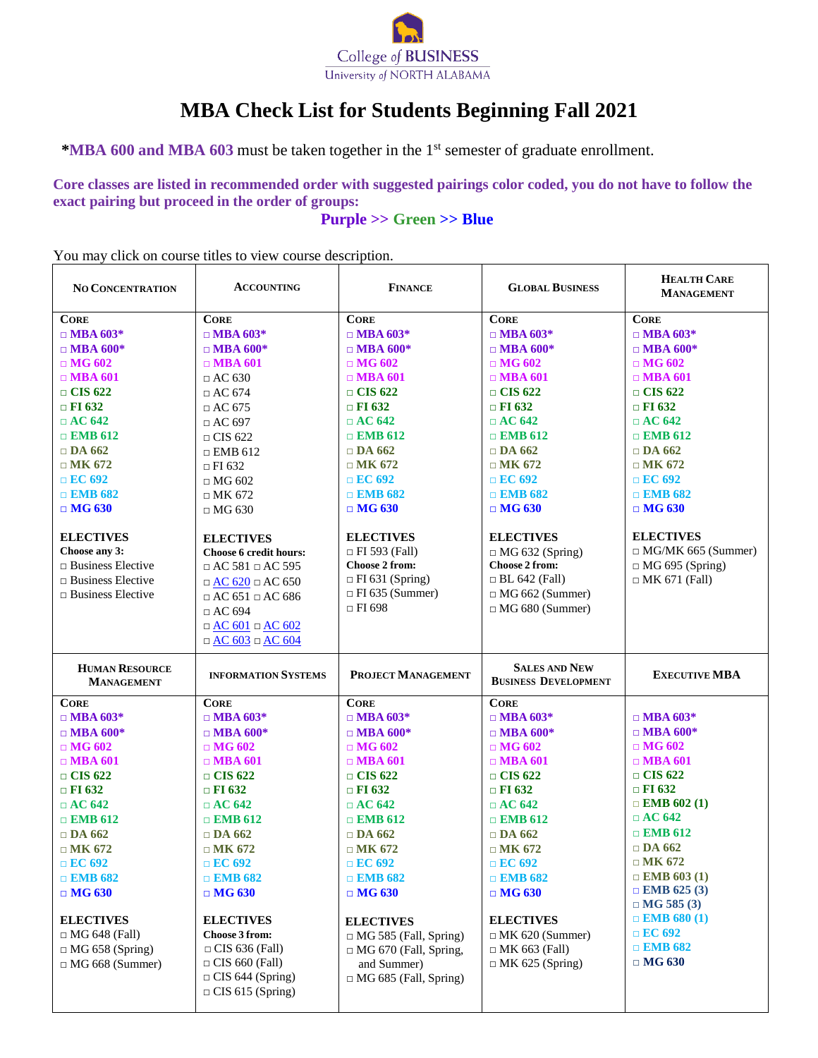College of BUSINESS
University of NORTH ALABAMA

# MBA Check List for Students Beginning Fall 2021

**\*MBA 600 and MBA 603** must be taken together in the 1st semester of graduate enrollment.

**Core classes are listed in recommended order with suggested pairings color coded, you do not have to follow the exact pairing but proceed in the order of groups:**

**Purple >> Green >> Blue**

You may click on course titles to view course description.

| NO CONCENTRATION | ACCOUNTING | FINANCE | GLOBAL BUSINESS | HEALTH CARE MANAGEMENT |
|---|---|---|---|---|
| **CORE**<br>□ **MBA 603\***<br>□ **MBA 600\***<br>□ **MG 602**<br>□ **MBA 601**<br>□ **CIS 622**<br>□ **FI 632**<br>□ **AC 642**<br>□ **EMB 612**<br>□ **DA 662**<br>□ **MK 672**<br>□ **EC 692**<br>□ **EMB 682**<br>□ **MG 630**<br><br>**ELECTIVES**<br>**Choose any 3:**<br>□ Business Elective<br>□ Business Elective<br>□ Business Elective | **CORE**<br>□ **MBA 603\***<br>□ **MBA 600\***<br>□ **MBA 601**<br>□ AC 630<br>□ AC 674<br>□ AC 675<br>□ AC 697<br>□ CIS 622<br>□ EMB 612<br>□ FI 632<br>□ MG 602<br>□ MK 672<br>□ MG 630<br><br>**ELECTIVES**<br>**Choose 6 credit hours:**<br>□ AC 581 □ AC 595<br>□ AC 620 □ AC 650<br>□ AC 651 □ AC 686<br>□ AC 694<br>□ AC 601 □ AC 602<br>□ AC 603 □ AC 604 | **CORE**<br>□ **MBA 603\***<br>□ **MBA 600\***<br>□ **MG 602**<br>□ **MBA 601**<br>□ **CIS 622**<br>□ **FI 632**<br>□ **AC 642**<br>□ **EMB 612**<br>□ **DA 662**<br>□ **MK 672**<br>□ **EC 692**<br>□ **EMB 682**<br>□ **MG 630**<br><br>**ELECTIVES**<br>□ FI 593 (Fall)<br>**Choose 2 from:**<br>□ FI 631 (Spring)<br>□ FI 635 (Summer)<br>□ FI 698 | **CORE**<br>□ **MBA 603\***<br>□ **MBA 600\***<br>□ **MG 602**<br>□ **MBA 601**<br>□ **CIS 622**<br>□ **FI 632**<br>□ **AC 642**<br>□ **EMB 612**<br>□ **DA 662**<br>□ **MK 672**<br>□ **EC 692**<br>□ **EMB 682**<br>□ **MG 630**<br><br>**ELECTIVES**<br>□ MG 632 (Spring)<br>**Choose 2 from:**<br>□ BL 642 (Fall)<br>□ MG 662 (Summer)<br>□ MG 680 (Summer) | **CORE**<br>□ **MBA 603\***<br>□ **MBA 600\***<br>□ **MG 602**<br>□ **MBA 601**<br>□ **CIS 622**<br>□ **FI 632**<br>□ **AC 642**<br>□ **EMB 612**<br>□ **DA 662**<br>□ **MK 672**<br>□ **EC 692**<br>□ **EMB 682**<br>□ **MG 630**<br><br>**ELECTIVES**<br>□ MG/MK 665 (Summer)<br>□ MG 695 (Spring)<br>□ MK 671 (Fall) |
| **HUMAN RESOURCE MANAGEMENT** | **INFORMATION SYSTEMS** | **PROJECT MANAGEMENT** | **SALES AND NEW BUSINESS DEVELOPMENT** | **EXECUTIVE MBA** |
| **CORE**<br>□ **MBA 603\***<br>□ **MBA 600\***<br>□ **MG 602**<br>□ **MBA 601**<br>□ **CIS 622**<br>□ **FI 632**<br>□ **AC 642**<br>□ **EMB 612**<br>□ **DA 662**<br>□ **MK 672**<br>□ **EC 692**<br>□ **EMB 682**<br>□ **MG 630**<br><br>**ELECTIVES**<br>□ MG 648 (Fall)<br>□ MG 658 (Spring)<br>□ MG 668 (Summer) | **CORE**<br>□ **MBA 603\***<br>□ **MBA 600\***<br>□ **MG 602**<br>□ **MBA 601**<br>□ **CIS 622**<br>□ **FI 632**<br>□ **AC 642**<br>□ **EMB 612**<br>□ **DA 662**<br>□ **MK 672**<br>□ **EC 692**<br>□ **EMB 682**<br>□ **MG 630**<br><br>**ELECTIVES**<br>**Choose 3 from:**<br>□ CIS 636 (Fall)<br>□ CIS 660 (Fall)<br>□ CIS 644 (Spring)<br>□ CIS 615 (Spring) | **CORE**<br>□ **MBA 603\***<br>□ **MBA 600\***<br>□ **MG 602**<br>□ **MBA 601**<br>□ **CIS 622**<br>□ **FI 632**<br>□ **AC 642**<br>□ **EMB 612**<br>□ **DA 662**<br>□ **MK 672**<br>□ **EC 692**<br>□ **EMB 682**<br>□ **MG 630**<br><br>**ELECTIVES**<br>□ MG 585 (Fall, Spring)<br>□ MG 670 (Fall, Spring, and Summer)<br>□ MG 685 (Fall, Spring) | **CORE**<br>□ **MBA 603\***<br>□ **MBA 600\***<br>□ **MG 602**<br>□ **MBA 601**<br>□ **CIS 622**<br>□ **FI 632**<br>□ **AC 642**<br>□ **EMB 612**<br>□ **DA 662**<br>□ **MK 672**<br>□ **EC 692**<br>□ **EMB 682**<br>□ **MG 630**<br><br>**ELECTIVES**<br>□ MK 620 (Summer)<br>□ MK 663 (Fall)<br>□ MK 625 (Spring) | □ **MBA 603\***<br>□ **MBA 600\***<br>□ **MG 602**<br>□ **MBA 601**<br>□ **CIS 622**<br>□ **FI 632**<br>□ **EMB 602 (1)**<br>□ **AC 642**<br>□ **EMB 612**<br>□ **DA 662**<br>□ **MK 672**<br>□ **EMB 603 (1)**<br>□ **EMB 625 (3)**<br>□ **MG 585 (3)**<br>□ **EMB 680 (1)**<br>□ **EC 692**<br>□ **EMB 682**<br>□ **MG 630** |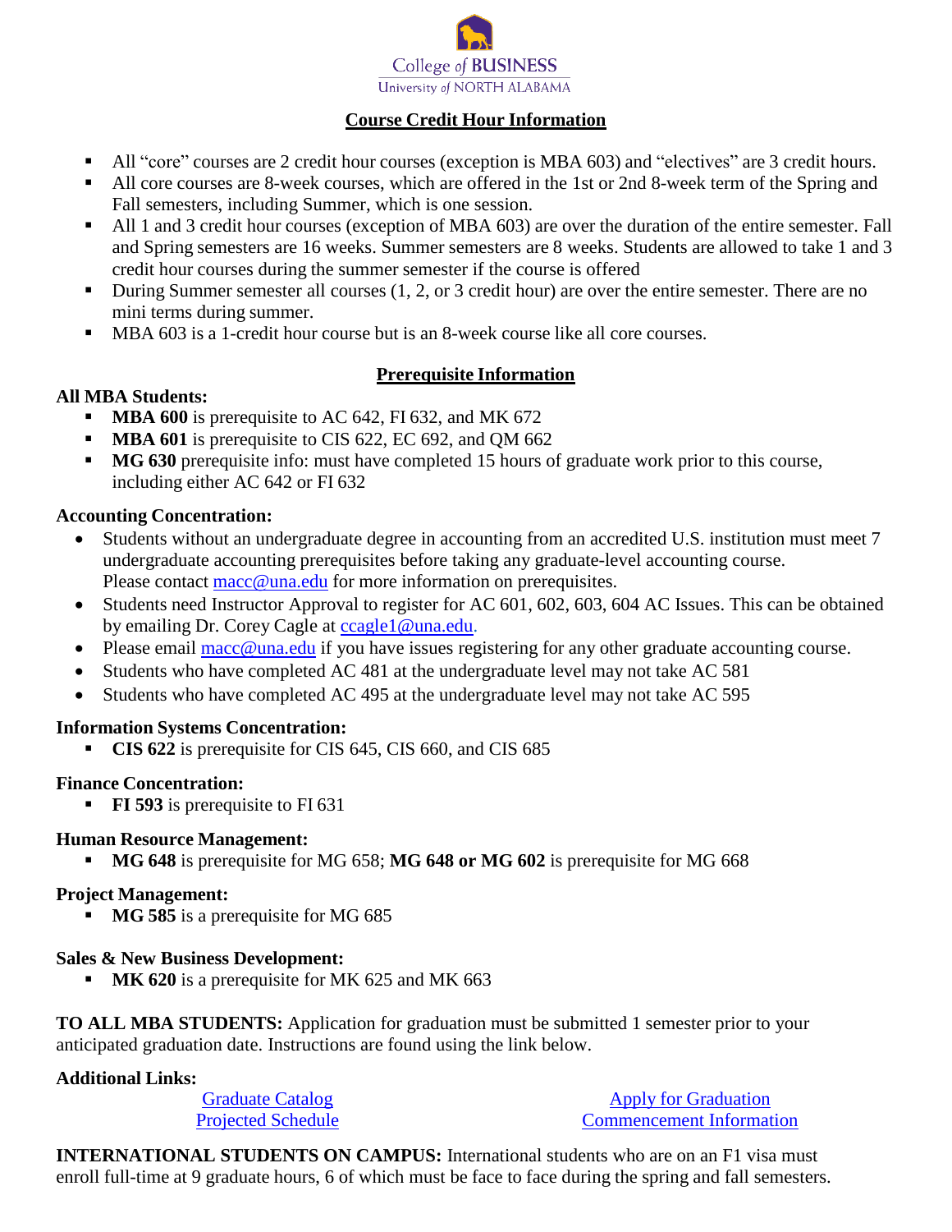College of BUSINESS
University of NORTH ALABAMA

## Course Credit Hour Information

- All "core" courses are 2 credit hour courses (exception is MBA 603) and "electives" are 3 credit hours.
- All core courses are 8-week courses, which are offered in the 1st or 2nd 8-week term of the Spring and Fall semesters, including Summer, which is one session.
- All 1 and 3 credit hour courses (exception of MBA 603) are over the duration of the entire semester. Fall and Spring semesters are 16 weeks. Summer semesters are 8 weeks. Students are allowed to take 1 and 3 credit hour courses during the summer semester if the course is offered
- During Summer semester all courses (1, 2, or 3 credit hour) are over the entire semester. There are no mini terms during summer.
- MBA 603 is a 1-credit hour course but is an 8-week course like all core courses.

## Prerequisite Information

**All MBA Students:**

- **MBA 600** is prerequisite to AC 642, FI 632, and MK 672
- **MBA 601** is prerequisite to CIS 622, EC 692, and QM 662
- **MG 630** prerequisite info: must have completed 15 hours of graduate work prior to this course, including either AC 642 or FI 632

**Accounting Concentration:**

- Students without an undergraduate degree in accounting from an accredited U.S. institution must meet 7 undergraduate accounting prerequisites before taking any graduate-level accounting course. Please contact macc@una.edu for more information on prerequisites.
- Students need Instructor Approval to register for AC 601, 602, 603, 604 AC Issues. This can be obtained by emailing Dr. Corey Cagle at ccagle1@una.edu.
- Please email macc@una.edu if you have issues registering for any other graduate accounting course.
- Students who have completed AC 481 at the undergraduate level may not take AC 581
- Students who have completed AC 495 at the undergraduate level may not take AC 595

**Information Systems Concentration:**

- **CIS 622** is prerequisite for CIS 645, CIS 660, and CIS 685

**Finance Concentration:**

- **FI 593** is prerequisite to FI 631

**Human Resource Management:**

- **MG 648** is prerequisite for MG 658; **MG 648 or MG 602** is prerequisite for MG 668

**Project Management:**

- **MG 585** is a prerequisite for MG 685

**Sales & New Business Development:**

- **MK 620** is a prerequisite for MK 625 and MK 663

**TO ALL MBA STUDENTS:** Application for graduation must be submitted 1 semester prior to your anticipated graduation date. Instructions are found using the link below.

**Additional Links:**

Graduate Catalog
Projected Schedule
Apply for Graduation
Commencement Information

**INTERNATIONAL STUDENTS ON CAMPUS:** International students who are on an F1 visa must enroll full-time at 9 graduate hours, 6 of which must be face to face during the spring and fall semesters.